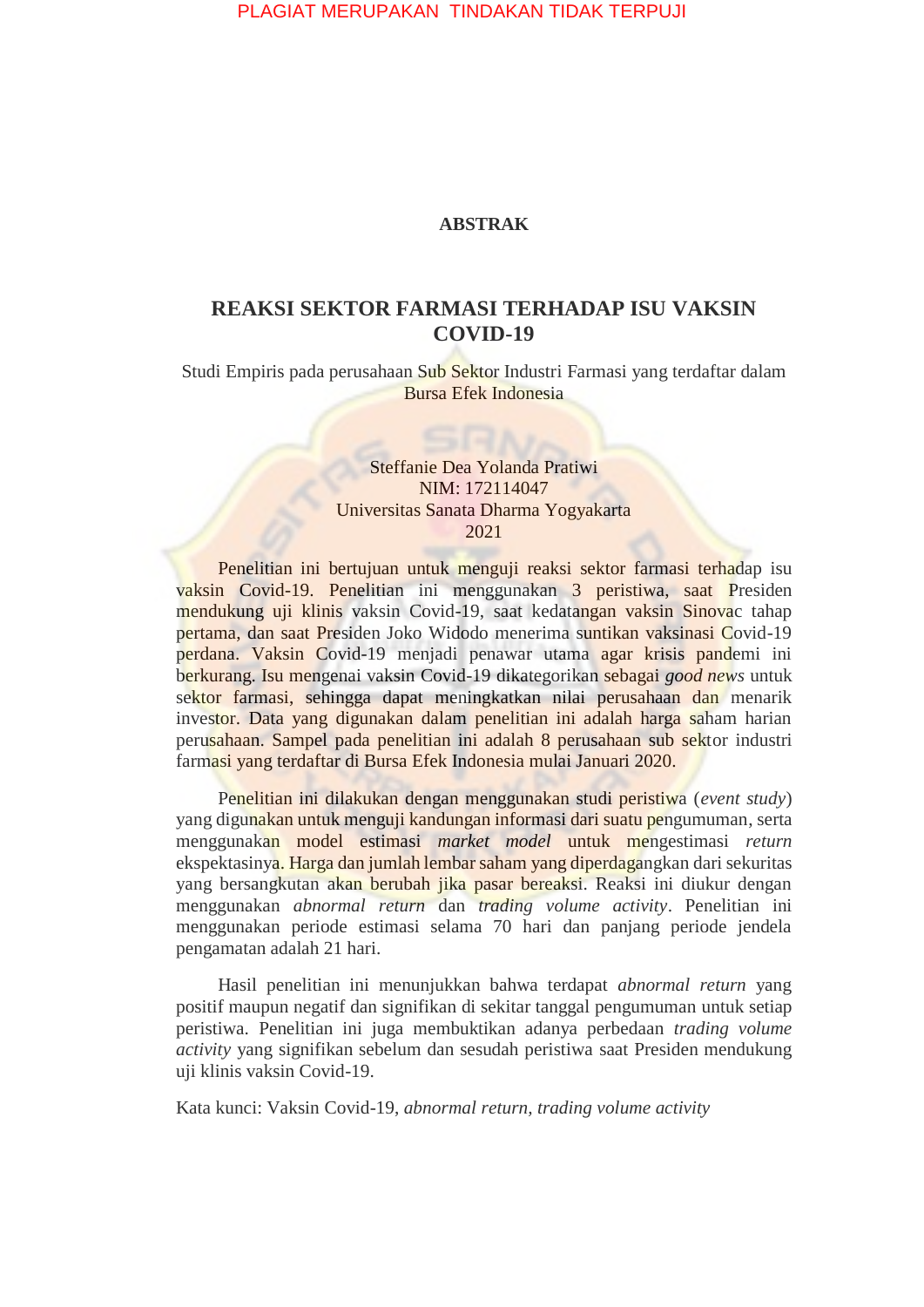## ABSTRAK

# REAKSI SEKTOR FARMASI TERHADAP ISU VAKSIN COVID-19

Studi Empiris pada perusahaan Sub Sektor Industri Farmasi yang terdaftar dalam Bursa Efek Indonesia

Steffanie Dea Yolanda Pratiwi
NIM: 172114047
Universitas Sanata Dharma Yogyakarta
2021

Penelitian ini bertujuan untuk menguji reaksi sektor farmasi terhadap isu vaksin Covid-19. Penelitian ini menggunakan 3 peristiwa, saat Presiden mendukung uji klinis vaksin Covid-19, saat kedatangan vaksin Sinovac tahap pertama, dan saat Presiden Joko Widodo menerima suntikan vaksinasi Covid-19 perdana. Vaksin Covid-19 menjadi penawar utama agar krisis pandemi ini berkurang. Isu mengenai vaksin Covid-19 dikategorikan sebagai *good news* untuk sektor farmasi, sehingga dapat meningkatkan nilai perusahaan dan menarik investor. Data yang digunakan dalam penelitian ini adalah harga saham harian perusahaan. Sampel pada penelitian ini adalah 8 perusahaan sub sektor industri farmasi yang terdaftar di Bursa Efek Indonesia mulai Januari 2020.

Penelitian ini dilakukan dengan menggunakan studi peristiwa (*event study*) yang digunakan untuk menguji kandungan informasi dari suatu pengumuman, serta menggunakan model estimasi *market model* untuk mengestimasi *return* ekspektasinya. Harga dan jumlah lembar saham yang diperdagangkan dari sekuritas yang bersangkutan akan berubah jika pasar bereaksi. Reaksi ini diukur dengan menggunakan *abnormal return* dan *trading volume activity*. Penelitian ini menggunakan periode estimasi selama 70 hari dan panjang periode jendela pengamatan adalah 21 hari.

Hasil penelitian ini menunjukkan bahwa terdapat *abnormal return* yang positif maupun negatif dan signifikan di sekitar tanggal pengumuman untuk setiap peristiwa. Penelitian ini juga membuktikan adanya perbedaan *trading volume activity* yang signifikan sebelum dan sesudah peristiwa saat Presiden mendukung uji klinis vaksin Covid-19.

Kata kunci: Vaksin Covid-19, *abnormal return, trading volume activity*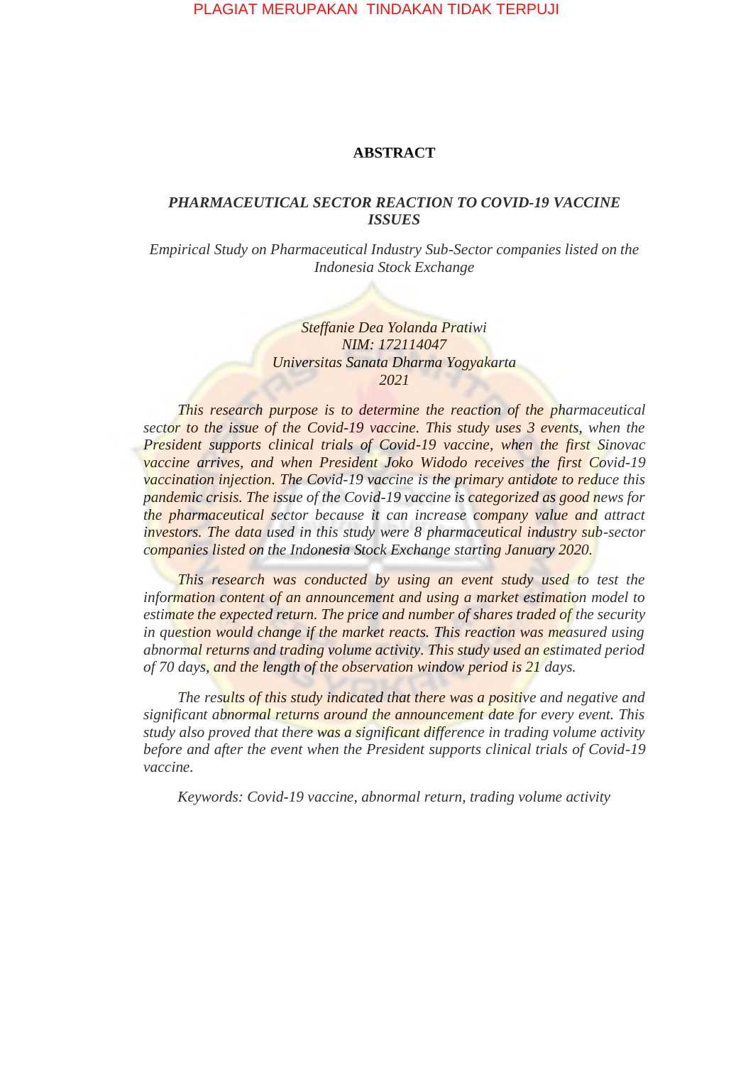# ABSTRACT

***PHARMACEUTICAL SECTOR REACTION TO COVID-19 VACCINE ISSUES***

*Empirical Study on Pharmaceutical Industry Sub-Sector companies listed on the Indonesia Stock Exchange*

*Steffanie Dea Yolanda Pratiwi*
*NIM: 172114047*
*Universitas Sanata Dharma Yogyakarta*
*2021*

*This research purpose is to determine the reaction of the pharmaceutical sector to the issue of the Covid-19 vaccine. This study uses 3 events, when the President supports clinical trials of Covid-19 vaccine, when the first Sinovac vaccine arrives, and when President Joko Widodo receives the first Covid-19 vaccination injection. The Covid-19 vaccine is the primary antidote to reduce this pandemic crisis. The issue of the Covid-19 vaccine is categorized as good news for the pharmaceutical sector because it can increase company value and attract investors. The data used in this study were 8 pharmaceutical industry sub-sector companies listed on the Indonesia Stock Exchange starting January 2020.*

*This research was conducted by using an event study used to test the information content of an announcement and using a market estimation model to estimate the expected return. The price and number of shares traded of the security in question would change if the market reacts. This reaction was measured using abnormal returns and trading volume activity. This study used an estimated period of 70 days, and the length of the observation window period is 21 days.*

*The results of this study indicated that there was a positive and negative and significant abnormal returns around the announcement date for every event. This study also proved that there was a significant difference in trading volume activity before and after the event when the President supports clinical trials of Covid-19 vaccine.*

*Keywords: Covid-19 vaccine, abnormal return, trading volume activity*